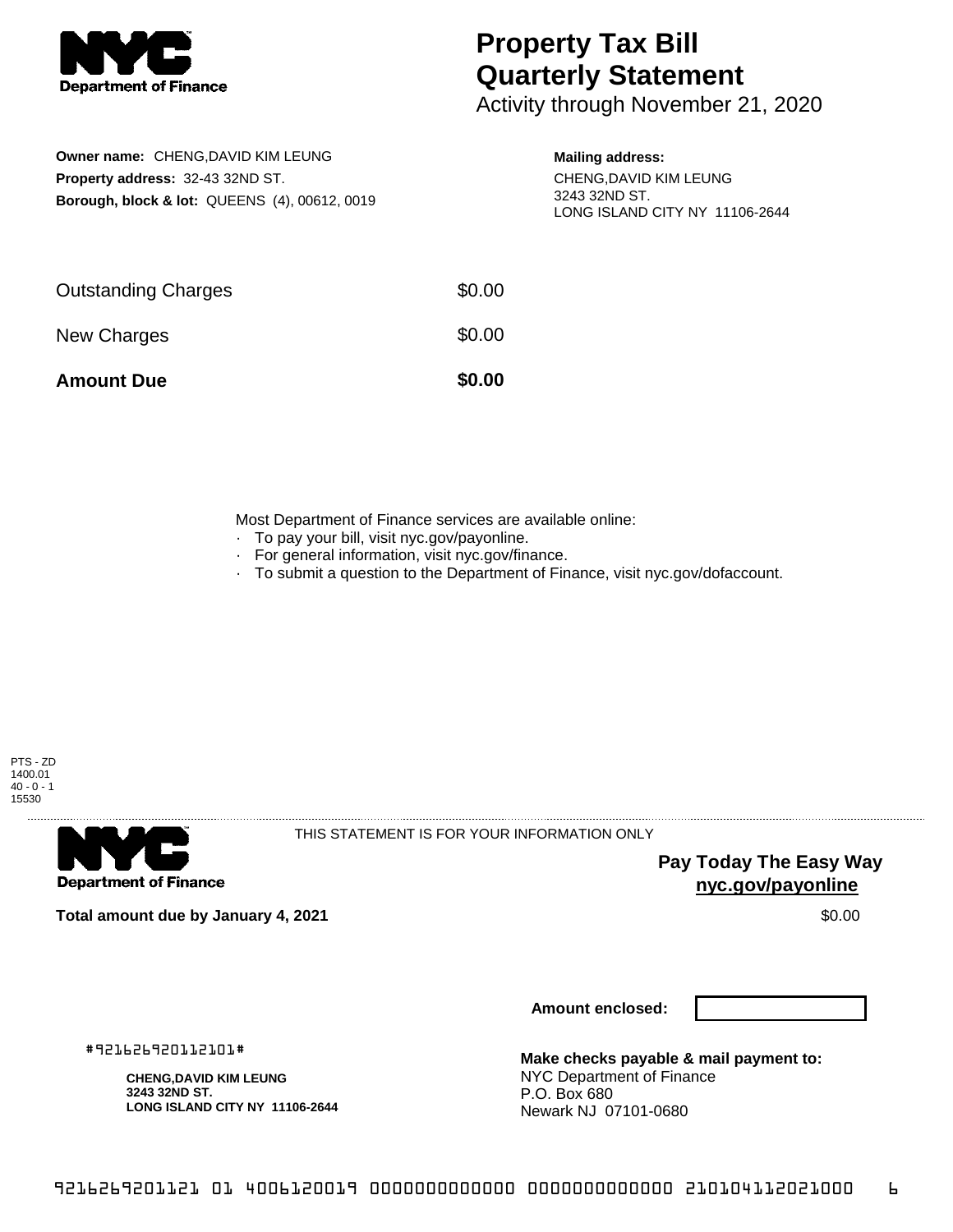# Property Tax Bill Quarterly Statement

Activity through November 21, 2020

**Owner name:** CHENG,DAVID KIM LEUNG
**Property address:** 32-43 32ND ST.
**Borough, block & lot:** QUEENS (4), 00612, 0019

**Mailing address:**
CHENG,DAVID KIM LEUNG
3243 32ND ST.
LONG ISLAND CITY NY 11106-2644

| | |
|---|---|
| Outstanding Charges | $0.00 |
| New Charges | $0.00 |
| **Amount Due** | **$0.00** |

Most Department of Finance services are available online:
- To pay your bill, visit nyc.gov/payonline.
- For general information, visit nyc.gov/finance.
- To submit a question to the Department of Finance, visit nyc.gov/dofaccount.

PTS - ZD
1400.01
40 - 0 - 1
15530

THIS STATEMENT IS FOR YOUR INFORMATION ONLY

**Pay Today The Easy Way**
**nyc.gov/payonline**

**Total amount due by January 4, 2021** $0.00

**Amount enclosed:**

#921626920112101#

**CHENG,DAVID KIM LEUNG**
**3243 32ND ST.**
**LONG ISLAND CITY NY 11106-2644**

**Make checks payable & mail payment to:**
NYC Department of Finance
P.O. Box 680
Newark NJ 07101-0680

9216269201121 01 4006120019 0000000000000 0000000000000 210104112021000 6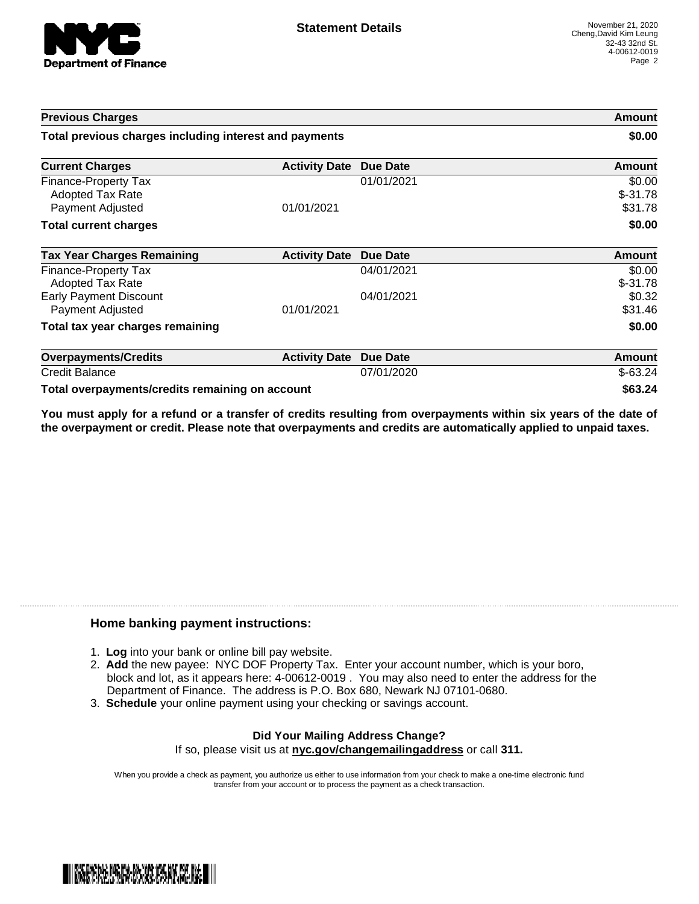**NYC Department of Finance**

## Statement Details

November 21, 2020
Cheng,David Kim Leung
32-43 32nd St.
4-00612-0019

| Previous Charges | | | Amount |
|---|---|---|---|
| **Total previous charges including interest and payments** | | | **$0.00** |

| Current Charges | Activity Date | Due Date | Amount |
|---|---|---|---|
| Finance-Property Tax | | 01/01/2021 | $0.00 |
| Adopted Tax Rate | | | $-31.78 |
| Payment Adjusted | 01/01/2021 | | $31.78 |
| **Total current charges** | | | **$0.00** |

| Tax Year Charges Remaining | Activity Date | Due Date | Amount |
|---|---|---|---|
| Finance-Property Tax | | 04/01/2021 | $0.00 |
| Adopted Tax Rate | | | $-31.78 |
| Early Payment Discount | | 04/01/2021 | $0.32 |
| Payment Adjusted | 01/01/2021 | | $31.46 |
| **Total tax year charges remaining** | | | **$0.00** |

| Overpayments/Credits | Activity Date | Due Date | Amount |
|---|---|---|---|
| Credit Balance | | 07/01/2020 | $-63.24 |
| **Total overpayments/credits remaining on account** | | | **$63.24** |

**You must apply for a refund or a transfer of credits resulting from overpayments within six years of the date of the overpayment or credit. Please note that overpayments and credits are automatically applied to unpaid taxes.**

### Home banking payment instructions:

1. **Log** into your bank or online bill pay website.
2. **Add** the new payee: NYC DOF Property Tax. Enter your account number, which is your boro, block and lot, as it appears here: 4-00612-0019 . You may also need to enter the address for the Department of Finance. The address is P.O. Box 680, Newark NJ 07101-0680.
3. **Schedule** your online payment using your checking or savings account.

**Did Your Mailing Address Change?**
If so, please visit us at **nyc.gov/changemailingaddress** or call **311.**

When you provide a check as payment, you authorize us either to use information from your check to make a one-time electronic fund transfer from your account or to process the payment as a check transaction.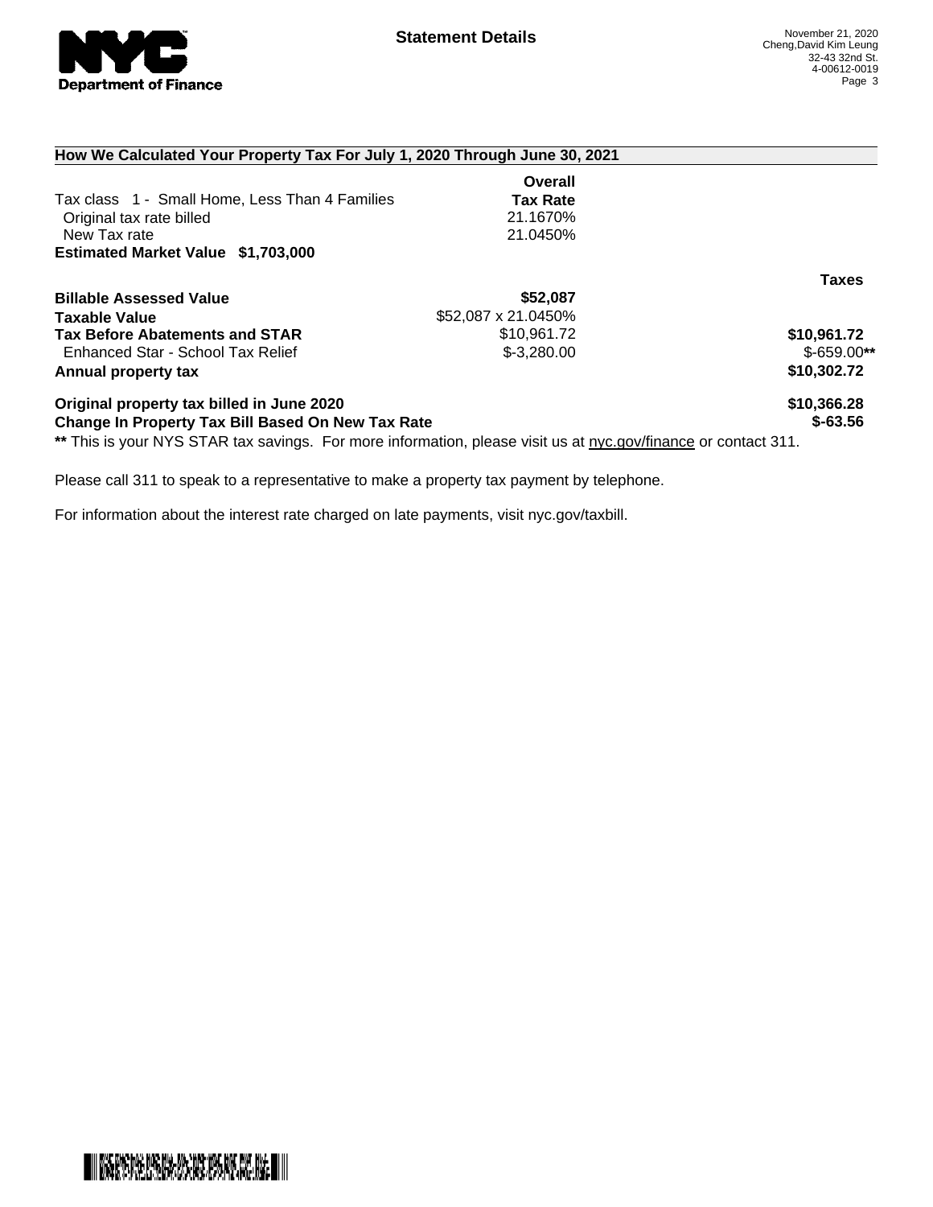# Statement Details

November 21, 2020
Cheng,David Kim Leung
32-43 32nd St.
4-00612-0019

## How We Calculated Your Property Tax For July 1, 2020 Through June 30, 2021

| | Overall Tax Rate | Taxes |
|---|---|---|
| Tax class 1 - Small Home, Less Than 4 Families | | |
| Original tax rate billed | 21.1670% | |
| New Tax rate | 21.0450% | |
| **Estimated Market Value $1,703,000** | | |
| **Billable Assessed Value** | **$52,087** | |
| **Taxable Value** | $52,087 x 21.0450% | |
| **Tax Before Abatements and STAR** | $10,961.72 | **$10,961.72** |
| Enhanced Star - School Tax Relief | $-3,280.00 | $-659.00** |
| **Annual property tax** | | **$10,302.72** |
| **Original property tax billed in June 2020** | | **$10,366.28** |
| **Change In Property Tax Bill Based On New Tax Rate** | | **$-63.56** |

** This is your NYS STAR tax savings. For more information, please visit us at nyc.gov/finance or contact 311.

Please call 311 to speak to a representative to make a property tax payment by telephone.

For information about the interest rate charged on late payments, visit nyc.gov/taxbill.